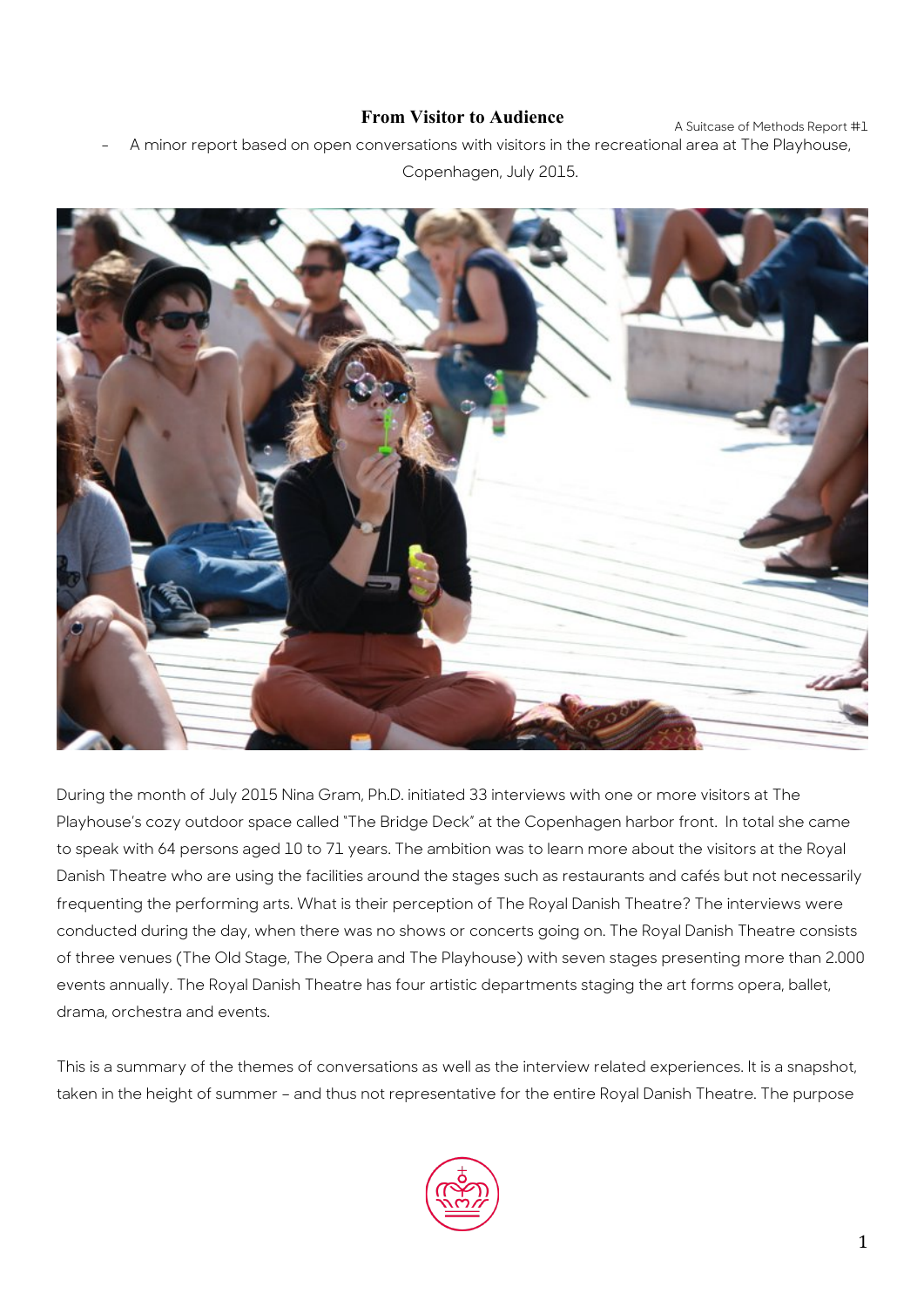# From Visitor to Audience

A Suitcase of Methods Report #1

- A minor report based on open conversations with visitors in the recreational area at The Playhouse, Copenhagen, July 2015.

During the month of July 2015 Nina Gram, Ph.D. initiated 33 interviews with one or more visitors at The Playhouse's cozy outdoor space called "The Bridge Deck" at the Copenhagen harbor front. In total she came to speak with 64 persons aged 10 to 71 years. The ambition was to learn more about the visitors at the Royal Danish Theatre who are using the facilities around the stages such as restaurants and cafés but not necessarily frequenting the performing arts. What is their perception of The Royal Danish Theatre? The interviews were conducted during the day, when there was no shows or concerts going on. The Royal Danish Theatre consists of three venues (The Old Stage, The Opera and The Playhouse) with seven stages presenting more than 2.000 events annually. The Royal Danish Theatre has four artistic departments staging the art forms opera, ballet, drama, orchestra and events.

This is a summary of the themes of conversations as well as the interview related experiences. It is a snapshot, taken in the height of summer – and thus not representative for the entire Royal Danish Theatre. The purpose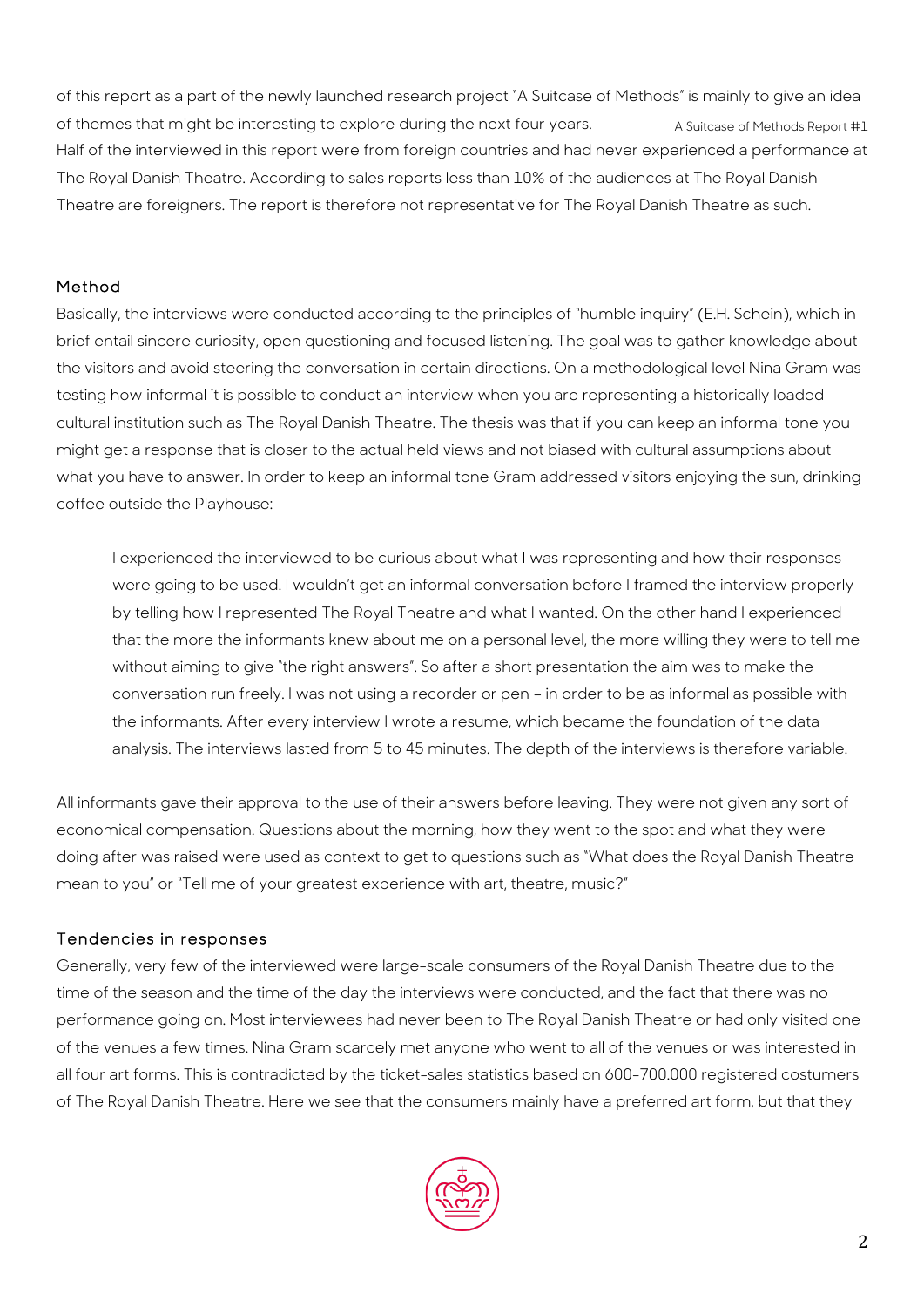of this report as a part of the newly launched research project "A Suitcase of Methods" is mainly to give an idea of themes that might be interesting to explore during the next four years.

Half of the interviewed in this report were from foreign countries and had never experienced a performance at The Royal Danish Theatre. According to sales reports less than 10% of the audiences at The Royal Danish Theatre are foreigners. The report is therefore not representative for The Royal Danish Theatre as such.

### Method

Basically, the interviews were conducted according to the principles of "humble inquiry" (E.H. Schein), which in brief entail sincere curiosity, open questioning and focused listening. The goal was to gather knowledge about the visitors and avoid steering the conversation in certain directions. On a methodological level Nina Gram was testing how informal it is possible to conduct an interview when you are representing a historically loaded cultural institution such as The Royal Danish Theatre. The thesis was that if you can keep an informal tone you might get a response that is closer to the actual held views and not biased with cultural assumptions about what you have to answer. In order to keep an informal tone Gram addressed visitors enjoying the sun, drinking coffee outside the Playhouse:

> I experienced the interviewed to be curious about what I was representing and how their responses were going to be used. I wouldn't get an informal conversation before I framed the interview properly by telling how I represented The Royal Theatre and what I wanted. On the other hand I experienced that the more the informants knew about me on a personal level, the more willing they were to tell me without aiming to give "the right answers". So after a short presentation the aim was to make the conversation run freely. I was not using a recorder or pen – in order to be as informal as possible with the informants. After every interview I wrote a resume, which became the foundation of the data analysis. The interviews lasted from 5 to 45 minutes. The depth of the interviews is therefore variable.

All informants gave their approval to the use of their answers before leaving. They were not given any sort of economical compensation. Questions about the morning, how they went to the spot and what they were doing after was raised were used as context to get to questions such as "What does the Royal Danish Theatre mean to you" or "Tell me of your greatest experience with art, theatre, music?"

### Tendencies in responses

Generally, very few of the interviewed were large-scale consumers of the Royal Danish Theatre due to the time of the season and the time of the day the interviews were conducted, and the fact that there was no performance going on. Most interviewees had never been to The Royal Danish Theatre or had only visited one of the venues a few times. Nina Gram scarcely met anyone who went to all of the venues or was interested in all four art forms. This is contradicted by the ticket-sales statistics based on 600-700.000 registered costumers of The Royal Danish Theatre. Here we see that the consumers mainly have a preferred art form, but that they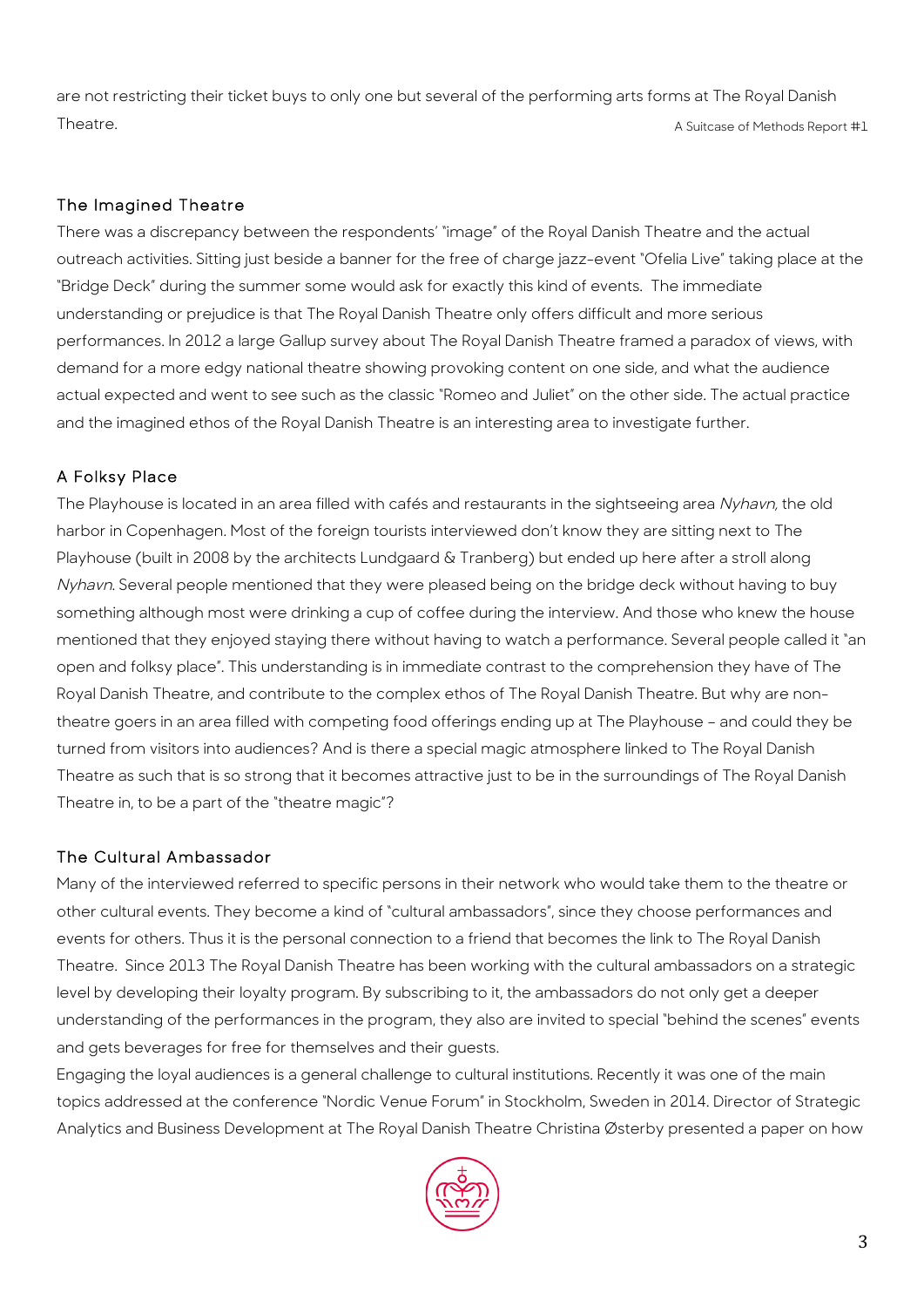are not restricting their ticket buys to only one but several of the performing arts forms at The Royal Danish Theatre.

### The Imagined Theatre

There was a discrepancy between the respondents' "image" of the Royal Danish Theatre and the actual outreach activities. Sitting just beside a banner for the free of charge jazz-event "Ofelia Live" taking place at the "Bridge Deck" during the summer some would ask for exactly this kind of events. The immediate understanding or prejudice is that The Royal Danish Theatre only offers difficult and more serious performances. In 2012 a large Gallup survey about The Royal Danish Theatre framed a paradox of views, with demand for a more edgy national theatre showing provoking content on one side, and what the audience actual expected and went to see such as the classic "Romeo and Juliet" on the other side. The actual practice and the imagined ethos of the Royal Danish Theatre is an interesting area to investigate further.

### A Folksy Place

The Playhouse is located in an area filled with cafés and restaurants in the sightseeing area *Nyhavn*, the old harbor in Copenhagen. Most of the foreign tourists interviewed don't know they are sitting next to The Playhouse (built in 2008 by the architects Lundgaard & Tranberg) but ended up here after a stroll along *Nyhavn*. Several people mentioned that they were pleased being on the bridge deck without having to buy something although most were drinking a cup of coffee during the interview. And those who knew the house mentioned that they enjoyed staying there without having to watch a performance. Several people called it "an open and folksy place". This understanding is in immediate contrast to the comprehension they have of The Royal Danish Theatre, and contribute to the complex ethos of The Royal Danish Theatre. But why are non-theatre goers in an area filled with competing food offerings ending up at The Playhouse – and could they be turned from visitors into audiences? And is there a special magic atmosphere linked to The Royal Danish Theatre as such that is so strong that it becomes attractive just to be in the surroundings of The Royal Danish Theatre in, to be a part of the "theatre magic"?

### The Cultural Ambassador

Many of the interviewed referred to specific persons in their network who would take them to the theatre or other cultural events. They become a kind of "cultural ambassadors", since they choose performances and events for others. Thus it is the personal connection to a friend that becomes the link to The Royal Danish Theatre. Since 2013 The Royal Danish Theatre has been working with the cultural ambassadors on a strategic level by developing their loyalty program. By subscribing to it, the ambassadors do not only get a deeper understanding of the performances in the program, they also are invited to special "behind the scenes" events and gets beverages for free for themselves and their guests.

Engaging the loyal audiences is a general challenge to cultural institutions. Recently it was one of the main topics addressed at the conference "Nordic Venue Forum" in Stockholm, Sweden in 2014. Director of Strategic Analytics and Business Development at The Royal Danish Theatre Christina Østerby presented a paper on how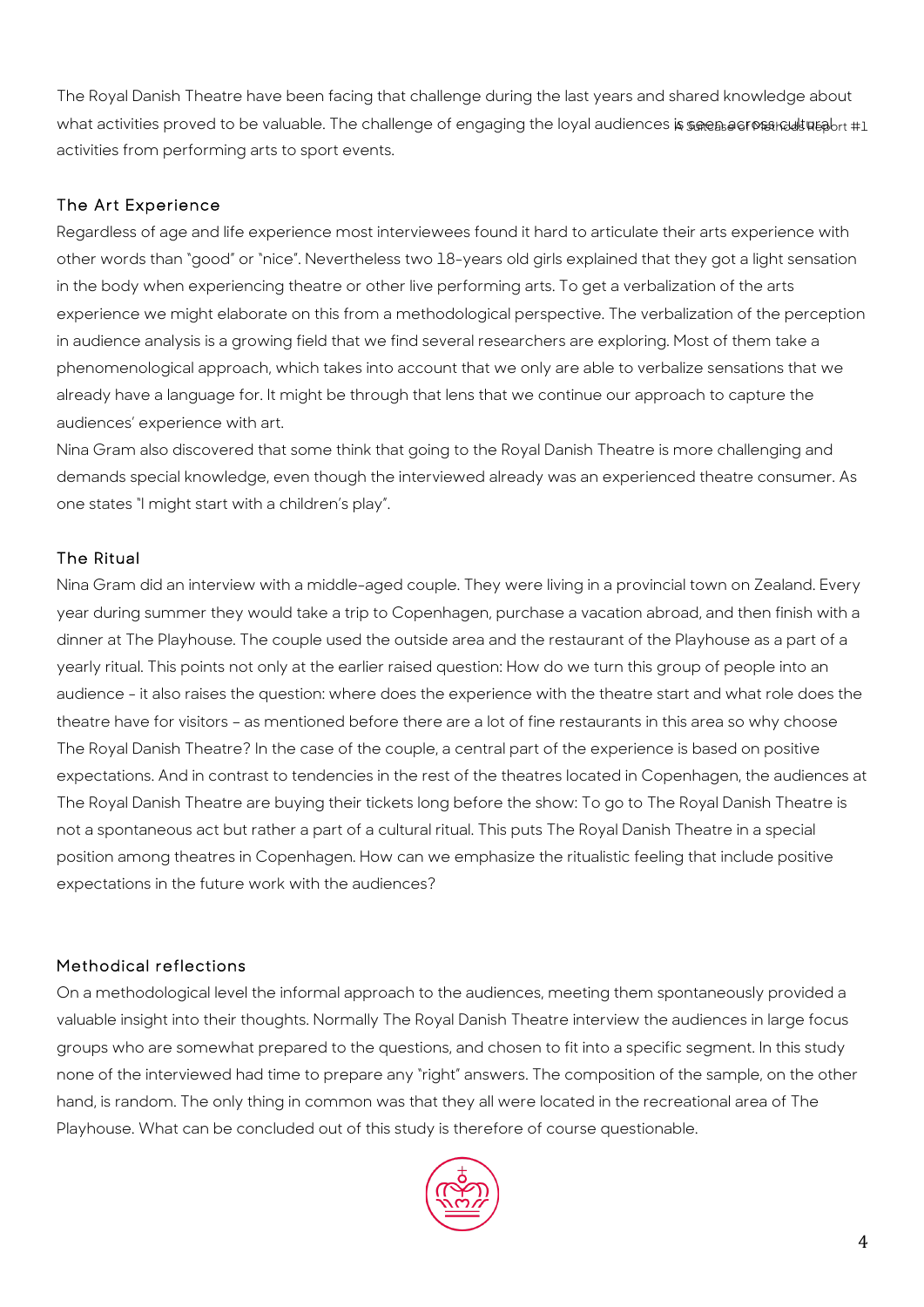The Royal Danish Theatre have been facing that challenge during the last years and shared knowledge about what activities proved to be valuable. The challenge of engaging the loyal audiences is seen across cultural activities from performing arts to sport events.

### The Art Experience

Regardless of age and life experience most interviewees found it hard to articulate their arts experience with other words than "good" or "nice". Nevertheless two 18-years old girls explained that they got a light sensation in the body when experiencing theatre or other live performing arts. To get a verbalization of the arts experience we might elaborate on this from a methodological perspective. The verbalization of the perception in audience analysis is a growing field that we find several researchers are exploring. Most of them take a phenomenological approach, which takes into account that we only are able to verbalize sensations that we already have a language for. It might be through that lens that we continue our approach to capture the audiences' experience with art.

Nina Gram also discovered that some think that going to the Royal Danish Theatre is more challenging and demands special knowledge, even though the interviewed already was an experienced theatre consumer. As one states "I might start with a children's play".

### The Ritual

Nina Gram did an interview with a middle-aged couple. They were living in a provincial town on Zealand. Every year during summer they would take a trip to Copenhagen, purchase a vacation abroad, and then finish with a dinner at The Playhouse. The couple used the outside area and the restaurant of the Playhouse as a part of a yearly ritual. This points not only at the earlier raised question: How do we turn this group of people into an audience - it also raises the question: where does the experience with the theatre start and what role does the theatre have for visitors – as mentioned before there are a lot of fine restaurants in this area so why choose The Royal Danish Theatre? In the case of the couple, a central part of the experience is based on positive expectations. And in contrast to tendencies in the rest of the theatres located in Copenhagen, the audiences at The Royal Danish Theatre are buying their tickets long before the show: To go to The Royal Danish Theatre is not a spontaneous act but rather a part of a cultural ritual. This puts The Royal Danish Theatre in a special position among theatres in Copenhagen. How can we emphasize the ritualistic feeling that include positive expectations in the future work with the audiences?

### Methodical reflections

On a methodological level the informal approach to the audiences, meeting them spontaneously provided a valuable insight into their thoughts. Normally The Royal Danish Theatre interview the audiences in large focus groups who are somewhat prepared to the questions, and chosen to fit into a specific segment. In this study none of the interviewed had time to prepare any "right" answers. The composition of the sample, on the other hand, is random. The only thing in common was that they all were located in the recreational area of The Playhouse. What can be concluded out of this study is therefore of course questionable.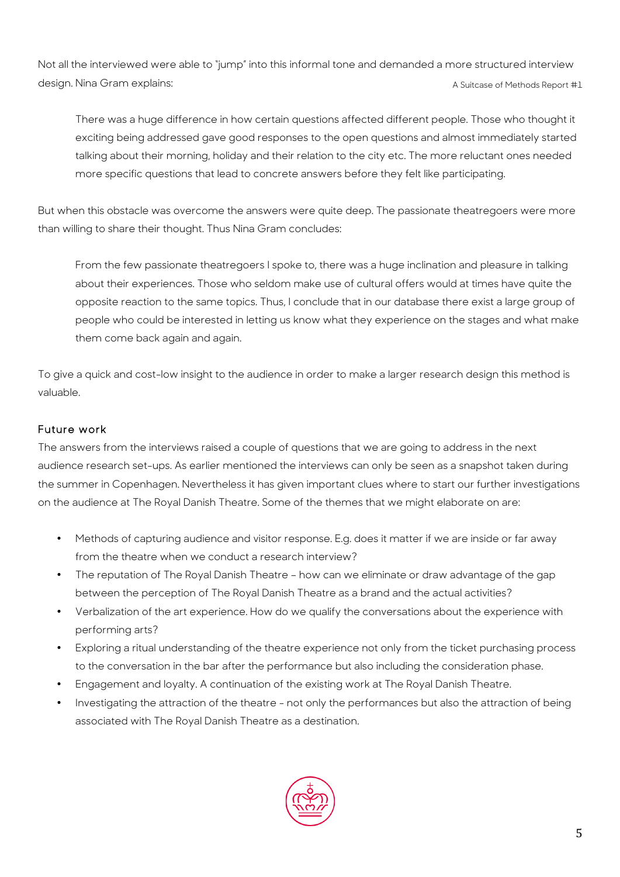Not all the interviewed were able to "jump" into this informal tone and demanded a more structured interview design. Nina Gram explains:

> There was a huge difference in how certain questions affected different people. Those who thought it exciting being addressed gave good responses to the open questions and almost immediately started talking about their morning, holiday and their relation to the city etc. The more reluctant ones needed more specific questions that lead to concrete answers before they felt like participating.

But when this obstacle was overcome the answers were quite deep. The passionate theatregoers were more than willing to share their thought. Thus Nina Gram concludes:

> From the few passionate theatregoers I spoke to, there was a huge inclination and pleasure in talking about their experiences. Those who seldom make use of cultural offers would at times have quite the opposite reaction to the same topics. Thus, I conclude that in our database there exist a large group of people who could be interested in letting us know what they experience on the stages and what make them come back again and again.

To give a quick and cost-low insight to the audience in order to make a larger research design this method is valuable.

## Future work

The answers from the interviews raised a couple of questions that we are going to address in the next audience research set-ups. As earlier mentioned the interviews can only be seen as a snapshot taken during the summer in Copenhagen. Nevertheless it has given important clues where to start our further investigations on the audience at The Royal Danish Theatre. Some of the themes that we might elaborate on are:

- Methods of capturing audience and visitor response. E.g. does it matter if we are inside or far away from the theatre when we conduct a research interview?
- The reputation of The Royal Danish Theatre – how can we eliminate or draw advantage of the gap between the perception of The Royal Danish Theatre as a brand and the actual activities?
- Verbalization of the art experience. How do we qualify the conversations about the experience with performing arts?
- Exploring a ritual understanding of the theatre experience not only from the ticket purchasing process to the conversation in the bar after the performance but also including the consideration phase.
- Engagement and loyalty. A continuation of the existing work at The Royal Danish Theatre.
- Investigating the attraction of the theatre – not only the performances but also the attraction of being associated with The Royal Danish Theatre as a destination.